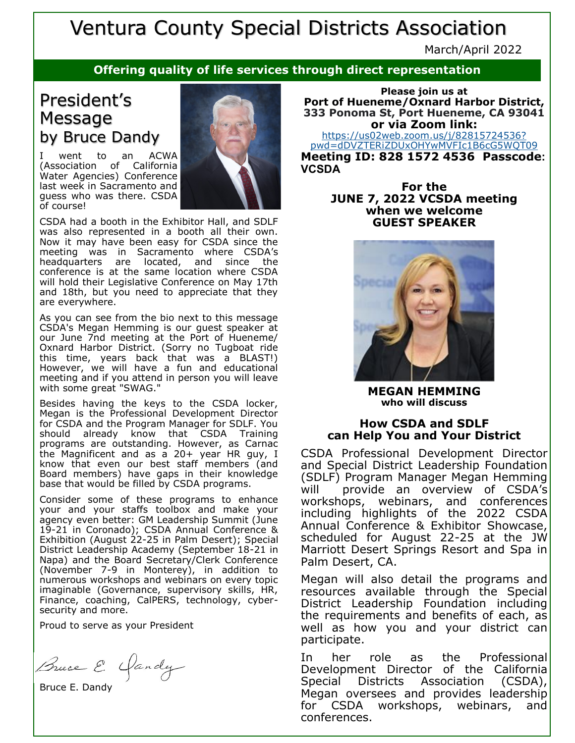# Ventura County Special Districts Association

March/April 2022

**Offering quality of life services through direct representation**

## President's Message by Bruce Dandy

I went to an ACWA (Association of California Water Agencies) Conference last week in Sacramento and guess who was there. CSDA of course!

CSDA had a booth in the Exhibitor Hall, and SDLF was also represented in a booth all their own. Now it may have been easy for CSDA since the meeting was in Sacramento where CSDA's headquarters are located, and since the conference is at the same location where CSDA will hold their Legislative Conference on May 17th and 18th, but you need to appreciate that they are everywhere.

As you can see from the bio next to this message CSDA's Megan Hemming is our guest speaker at our June 7nd meeting at the Port of Hueneme/ Oxnard Harbor District. (Sorry no Tugboat ride this time, years back that was a BLAST!) However, we will have a fun and educational meeting and if you attend in person you will leave with some great "SWAG."

Besides having the keys to the CSDA locker, Megan is the Professional Development Director for CSDA and the Program Manager for SDLF. You should already know that CSDA Training programs are outstanding. However, as Carnac the Magnificent and as a 20+ year HR guy, I know that even our best staff members (and Board members) have gaps in their knowledge base that would be filled by CSDA programs.

Consider some of these programs to enhance your and your staffs toolbox and make your agency even better: GM Leadership Summit (June 19-21 in Coronado); CSDA Annual Conference & Exhibition (August 22-25 in Palm Desert); Special District Leadership Academy (September 18-21 in Napa) and the Board Secretary/Clerk Conference (November 7-9 in Monterey), in addition to numerous workshops and webinars on every topic imaginable (Governance, supervisory skills, HR, Finance, coaching, CalPERS, technology, cyber-security and more.

Proud to serve as your President

Bruce E. Dandy

---

**Please join us at**
**Port of Hueneme/Oxnard Harbor District, 333 Ponoma St, Port Hueneme, CA 93041**
**or via Zoom link:**
https://us02web.zoom.us/j/82815724536?pwd=dDVZTERiZDUxOHYwMVFIc1B6cG5WQT09
**Meeting ID: 828 1572 4536 Passcode: VCSDA**

**For the JUNE 7, 2022 VCSDA meeting when we welcome GUEST SPEAKER**

**MEGAN HEMMING**
**who will discuss**

### How CSDA and SDLF can Help You and Your District

CSDA Professional Development Director and Special District Leadership Foundation (SDLF) Program Manager Megan Hemming will provide an overview of CSDA's workshops, webinars, and conferences including highlights of the 2022 CSDA Annual Conference & Exhibitor Showcase, scheduled for August 22-25 at the JW Marriott Desert Springs Resort and Spa in Palm Desert, CA.

Megan will also detail the programs and resources available through the Special District Leadership Foundation including the requirements and benefits of each, as well as how you and your district can participate.

In her role as the Professional Development Director of the California Special Districts Association (CSDA), Megan oversees and provides leadership for CSDA workshops, webinars, and conferences.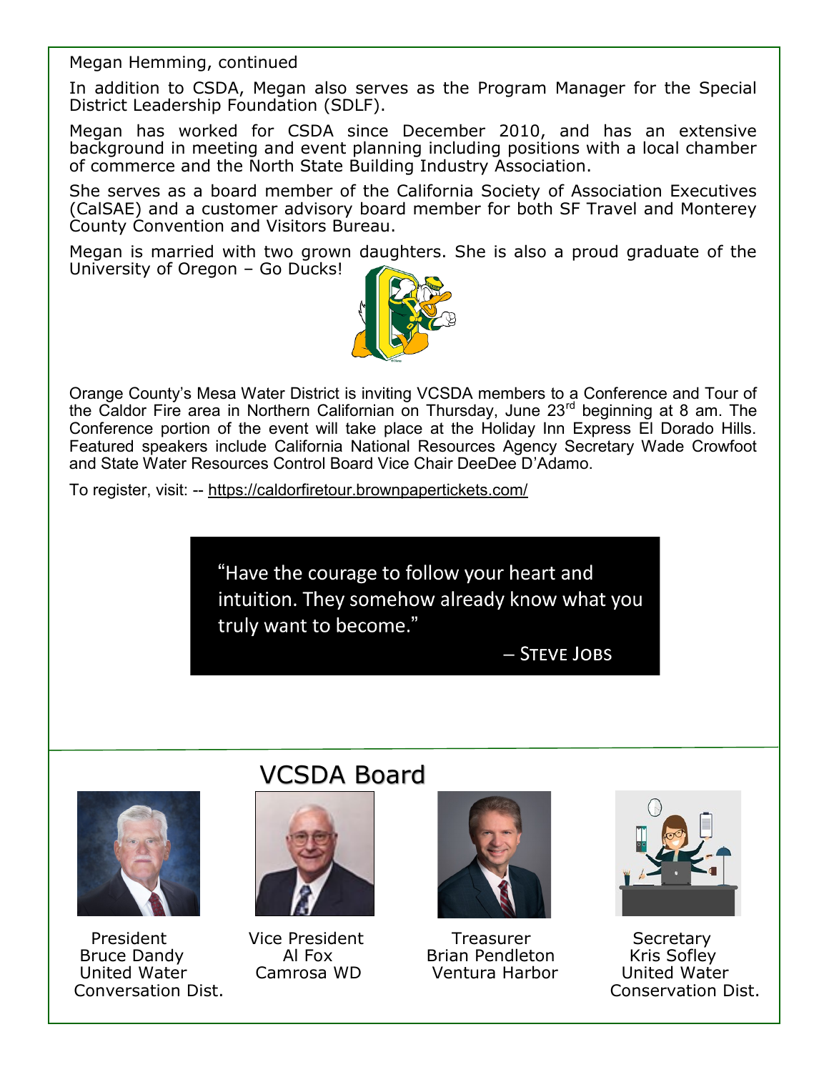Megan Hemming, continued

In addition to CSDA, Megan also serves as the Program Manager for the Special District Leadership Foundation (SDLF).

Megan has worked for CSDA since December 2010, and has an extensive background in meeting and event planning including positions with a local chamber of commerce and the North State Building Industry Association.

She serves as a board member of the California Society of Association Executives (CalSAE) and a customer advisory board member for both SF Travel and Monterey County Convention and Visitors Bureau.

Megan is married with two grown daughters. She is also a proud graduate of the University of Oregon – Go Ducks!

Orange County's Mesa Water District is inviting VCSDA members to a Conference and Tour of the Caldor Fire area in Northern Californian on Thursday, June 23rd beginning at 8 am. The Conference portion of the event will take place at the Holiday Inn Express El Dorado Hills. Featured speakers include California National Resources Agency Secretary Wade Crowfoot and State Water Resources Control Board Vice Chair DeeDee D'Adamo.

To register, visit: -- https://caldorfiretour.brownpapertickets.com/

> "Have the courage to follow your heart and intuition. They somehow already know what you truly want to become."
>
> – Steve Jobs

## VCSDA Board

President
Bruce Dandy
United Water Conversation Dist.

Vice President
Al Fox
Camrosa WD

Treasurer
Brian Pendleton
Ventura Harbor

Secretary
Kris Sofley
United Water Conservation Dist.